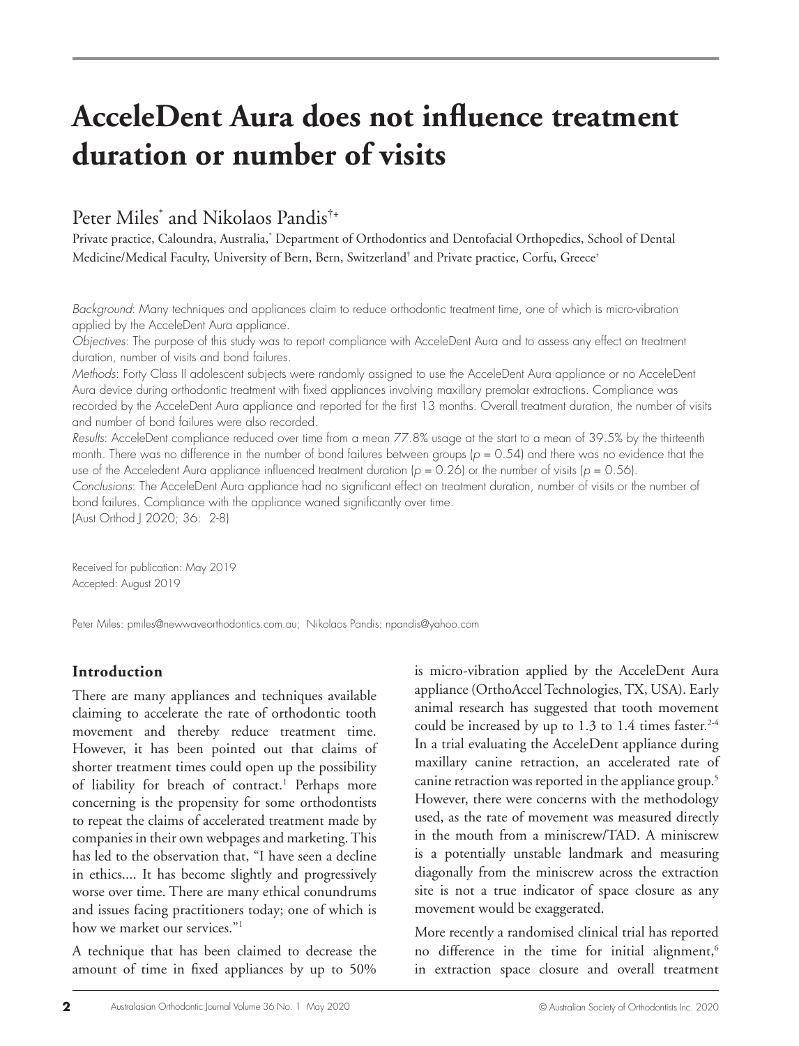# AcceleDent Aura does not influence treatment duration or number of visits

Peter Miles[*] and Nikolaos Pandis[†+]

Private practice, Caloundra, Australia,[*] Department of Orthodontics and Dentofacial Orthopedics, School of Dental Medicine/Medical Faculty, University of Bern, Bern, Switzerland[†] and Private practice, Corfu, Greece[+]

*Background*: Many techniques and appliances claim to reduce orthodontic treatment time, one of which is micro-vibration applied by the AcceleDent Aura appliance.

*Objectives*: The purpose of this study was to report compliance with AcceleDent Aura and to assess any effect on treatment duration, number of visits and bond failures.

*Methods*: Forty Class II adolescent subjects were randomly assigned to use the AcceleDent Aura appliance or no AcceleDent Aura device during orthodontic treatment with fixed appliances involving maxillary premolar extractions. Compliance was recorded by the AcceleDent Aura appliance and reported for the first 13 months. Overall treatment duration, the number of visits and number of bond failures were also recorded.

*Results*: AcceleDent compliance reduced over time from a mean 77.8% usage at the start to a mean of 39.5% by the thirteenth month. There was no difference in the number of bond failures between groups ($p = 0.54$) and there was no evidence that the use of the Acceledent Aura appliance influenced treatment duration ($p = 0.26$) or the number of visits ($p = 0.56$).

*Conclusions*: The AcceleDent Aura appliance had no significant effect on treatment duration, number of visits or the number of bond failures. Compliance with the appliance waned significantly over time.

(Aust Orthod J 2020; 36: 2-8)

Received for publication: May 2019
Accepted: August 2019

Peter Miles: pmiles@newwaveorthodontics.com.au; Nikolaos Pandis: npandis@yahoo.com

## Introduction

There are many appliances and techniques available claiming to accelerate the rate of orthodontic tooth movement and thereby reduce treatment time. However, it has been pointed out that claims of shorter treatment times could open up the possibility of liability for breach of contract.[1] Perhaps more concerning is the propensity for some orthodontists to repeat the claims of accelerated treatment made by companies in their own webpages and marketing. This has led to the observation that, "I have seen a decline in ethics.... It has become slightly and progressively worse over time. There are many ethical conundrums and issues facing practitioners today; one of which is how we market our services."[1]

A technique that has been claimed to decrease the amount of time in fixed appliances by up to 50% is micro-vibration applied by the AcceleDent Aura appliance (OrthoAccel Technologies, TX, USA). Early animal research has suggested that tooth movement could be increased by up to 1.3 to 1.4 times faster.[2-4] In a trial evaluating the AcceleDent appliance during maxillary canine retraction, an accelerated rate of canine retraction was reported in the appliance group.[5] However, there were concerns with the methodology used, as the rate of movement was measured directly in the mouth from a miniscrew/TAD. A miniscrew is a potentially unstable landmark and measuring diagonally from the miniscrew across the extraction site is not a true indicator of space closure as any movement would be exaggerated.

More recently a randomised clinical trial has reported no difference in the time for initial alignment,[6] in extraction space closure and overall treatment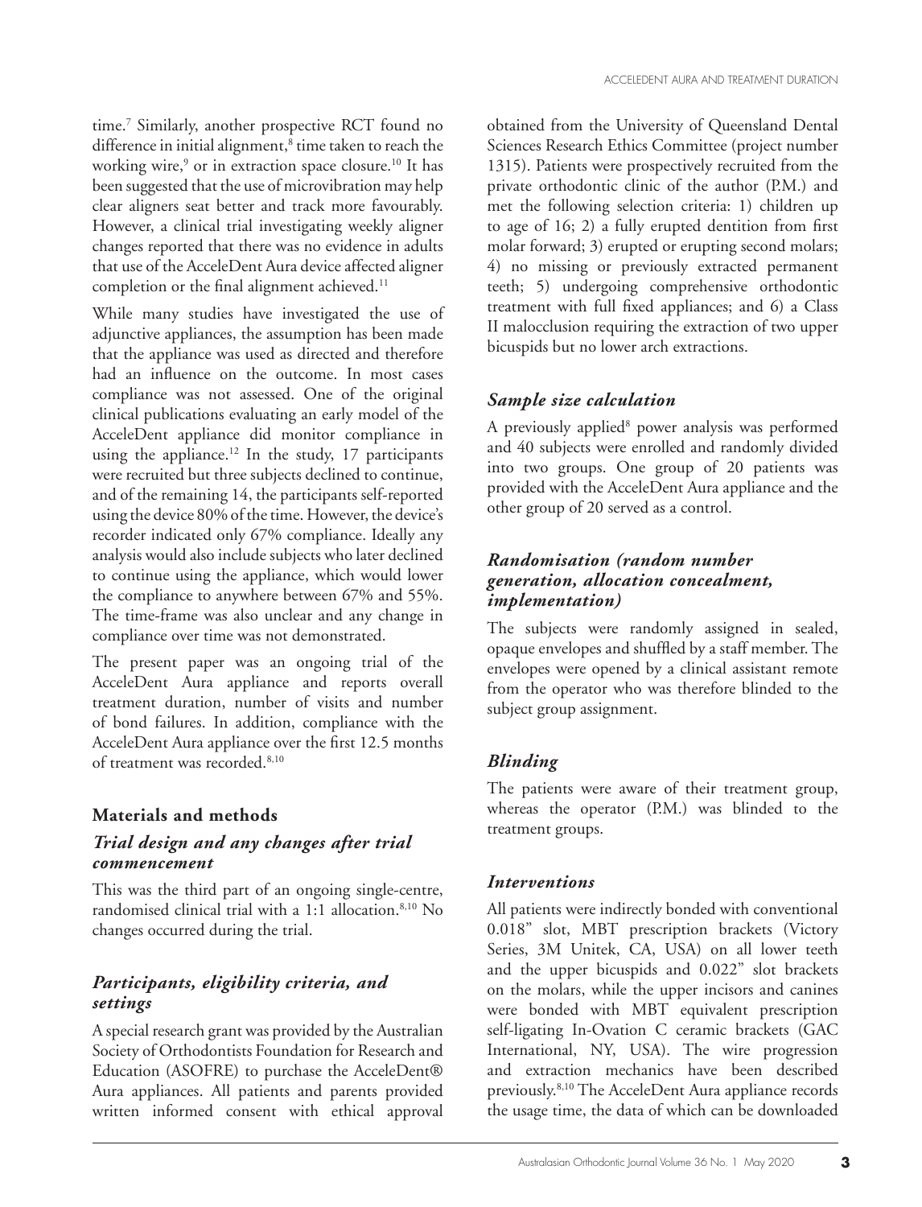time.[7] Similarly, another prospective RCT found no difference in initial alignment,[8] time taken to reach the working wire,[9] or in extraction space closure.[10] It has been suggested that the use of microvibration may help clear aligners seat better and track more favourably. However, a clinical trial investigating weekly aligner changes reported that there was no evidence in adults that use of the AcceleDent Aura device affected aligner completion or the final alignment achieved.[11]

While many studies have investigated the use of adjunctive appliances, the assumption has been made that the appliance was used as directed and therefore had an influence on the outcome. In most cases compliance was not assessed. One of the original clinical publications evaluating an early model of the AcceleDent appliance did monitor compliance in using the appliance.[12] In the study, 17 participants were recruited but three subjects declined to continue, and of the remaining 14, the participants self-reported using the device 80% of the time. However, the device's recorder indicated only 67% compliance. Ideally any analysis would also include subjects who later declined to continue using the appliance, which would lower the compliance to anywhere between 67% and 55%. The time-frame was also unclear and any change in compliance over time was not demonstrated.

The present paper was an ongoing trial of the AcceleDent Aura appliance and reports overall treatment duration, number of visits and number of bond failures. In addition, compliance with the AcceleDent Aura appliance over the first 12.5 months of treatment was recorded.[8,10]

## Materials and methods

### *Trial design and any changes after trial commencement*

This was the third part of an ongoing single-centre, randomised clinical trial with a 1:1 allocation.[8,10] No changes occurred during the trial.

### *Participants, eligibility criteria, and settings*

A special research grant was provided by the Australian Society of Orthodontists Foundation for Research and Education (ASOFRE) to purchase the AcceleDent® Aura appliances. All patients and parents provided written informed consent with ethical approval obtained from the University of Queensland Dental Sciences Research Ethics Committee (project number 1315). Patients were prospectively recruited from the private orthodontic clinic of the author (P.M.) and met the following selection criteria: 1) children up to age of 16; 2) a fully erupted dentition from first molar forward; 3) erupted or erupting second molars; 4) no missing or previously extracted permanent teeth; 5) undergoing comprehensive orthodontic treatment with full fixed appliances; and 6) a Class II malocclusion requiring the extraction of two upper bicuspids but no lower arch extractions.

### *Sample size calculation*

A previously applied[8] power analysis was performed and 40 subjects were enrolled and randomly divided into two groups. One group of 20 patients was provided with the AcceleDent Aura appliance and the other group of 20 served as a control.

### *Randomisation (random number generation, allocation concealment, implementation)*

The subjects were randomly assigned in sealed, opaque envelopes and shuffled by a staff member. The envelopes were opened by a clinical assistant remote from the operator who was therefore blinded to the subject group assignment.

### *Blinding*

The patients were aware of their treatment group, whereas the operator (P.M.) was blinded to the treatment groups.

### *Interventions*

All patients were indirectly bonded with conventional 0.018" slot, MBT prescription brackets (Victory Series, 3M Unitek, CA, USA) on all lower teeth and the upper bicuspids and 0.022" slot brackets on the molars, while the upper incisors and canines were bonded with MBT equivalent prescription self-ligating In-Ovation C ceramic brackets (GAC International, NY, USA). The wire progression and extraction mechanics have been described previously.[8,10] The AcceleDent Aura appliance records the usage time, the data of which can be downloaded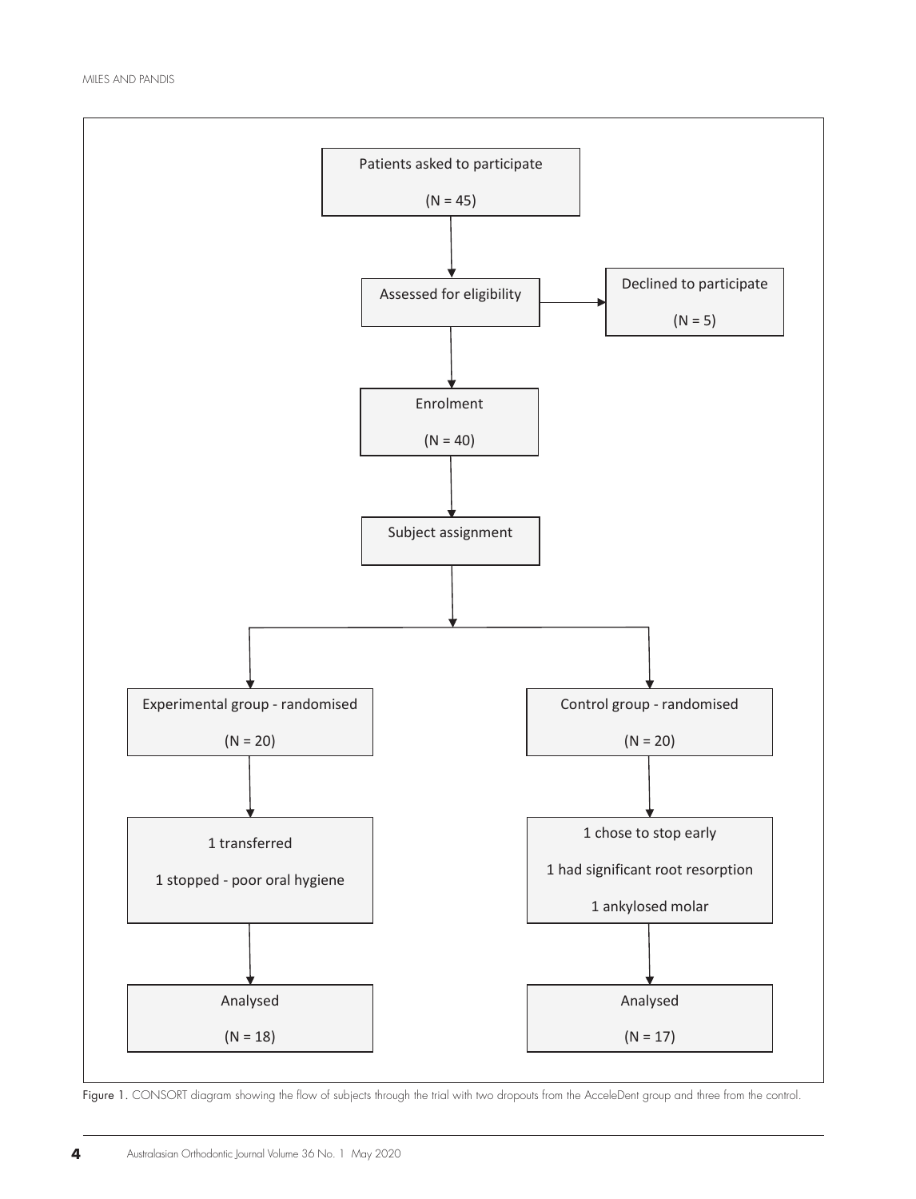Patients asked to participate

(N = 45)

Assessed for eligibility

Declined to participate

(N = 5)

Enrolment

(N = 40)

Subject assignment

Experimental group - randomised

(N = 20)

Control group - randomised

(N = 20)

1 transferred

1 stopped - poor oral hygiene

1 chose to stop early

1 had significant root resorption

1 ankylosed molar

Analysed

(N = 18)

Analysed

(N = 17)

Figure 1. CONSORT diagram showing the flow of subjects through the trial with two dropouts from the AcceleDent group and three from the control.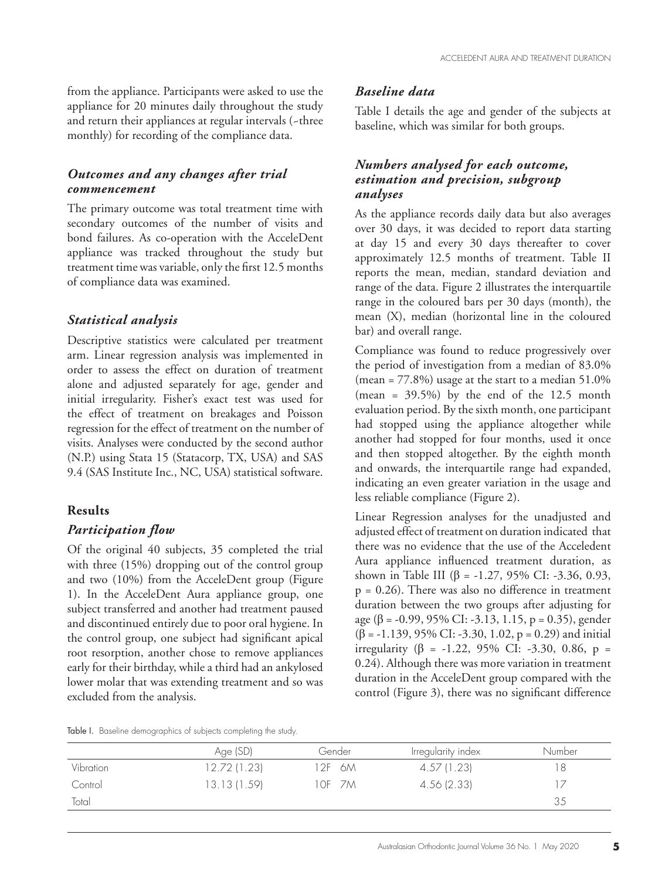from the appliance. Participants were asked to use the appliance for 20 minutes daily throughout the study and return their appliances at regular intervals (~three monthly) for recording of the compliance data.

### *Outcomes and any changes after trial commencement*

The primary outcome was total treatment time with secondary outcomes of the number of visits and bond failures. As co-operation with the AcceleDent appliance was tracked throughout the study but treatment time was variable, only the first 12.5 months of compliance data was examined.

### *Statistical analysis*

Descriptive statistics were calculated per treatment arm. Linear regression analysis was implemented in order to assess the effect on duration of treatment alone and adjusted separately for age, gender and initial irregularity. Fisher's exact test was used for the effect of treatment on breakages and Poisson regression for the effect of treatment on the number of visits. Analyses were conducted by the second author (N.P.) using Stata 15 (Statacorp, TX, USA) and SAS 9.4 (SAS Institute Inc., NC, USA) statistical software.

## Results

### *Participation flow*

Of the original 40 subjects, 35 completed the trial with three (15%) dropping out of the control group and two (10%) from the AcceleDent group (Figure 1). In the AcceleDent Aura appliance group, one subject transferred and another had treatment paused and discontinued entirely due to poor oral hygiene. In the control group, one subject had significant apical root resorption, another chose to remove appliances early for their birthday, while a third had an ankylosed lower molar that was extending treatment and so was excluded from the analysis.

### *Baseline data*

Table I details the age and gender of the subjects at baseline, which was similar for both groups.

### *Numbers analysed for each outcome, estimation and precision, subgroup analyses*

As the appliance records daily data but also averages over 30 days, it was decided to report data starting at day 15 and every 30 days thereafter to cover approximately 12.5 months of treatment. Table II reports the mean, median, standard deviation and range of the data. Figure 2 illustrates the interquartile range in the coloured bars per 30 days (month), the mean (X), median (horizontal line in the coloured bar) and overall range.

Compliance was found to reduce progressively over the period of investigation from a median of 83.0% (mean = 77.8%) usage at the start to a median 51.0% (mean = 39.5%) by the end of the 12.5 month evaluation period. By the sixth month, one participant had stopped using the appliance altogether while another had stopped for four months, used it once and then stopped altogether. By the eighth month and onwards, the interquartile range had expanded, indicating an even greater variation in the usage and less reliable compliance (Figure 2).

Linear Regression analyses for the unadjusted and adjusted effect of treatment on duration indicated that there was no evidence that the use of the Acceledent Aura appliance influenced treatment duration, as shown in Table III ($\beta$ = -1.27, 95% CI: -3.36, 0.93, $p$ = 0.26). There was also no difference in treatment duration between the two groups after adjusting for age ($\beta$ = -0.99, 95% CI: -3.13, 1.15, $p$ = 0.35), gender ($\beta$ = -1.139, 95% CI: -3.30, 1.02, $p$ = 0.29) and initial irregularity ($\beta$ = -1.22, 95% CI: -3.30, 0.86, $p$ = 0.24). Although there was more variation in treatment duration in the AcceleDent group compared with the control (Figure 3), there was no significant difference

Table I. Baseline demographics of subjects completing the study.

| | Age (SD) | Gender | Irregularity index | Number |
|---|---|---|---|---|
| Vibration | 12.72 (1.23) | 12F 6M | 4.57 (1.23) | 18 |
| Control | 13.13 (1.59) | 10F 7M | 4.56 (2.33) | 17 |
| Total | | | | 35 |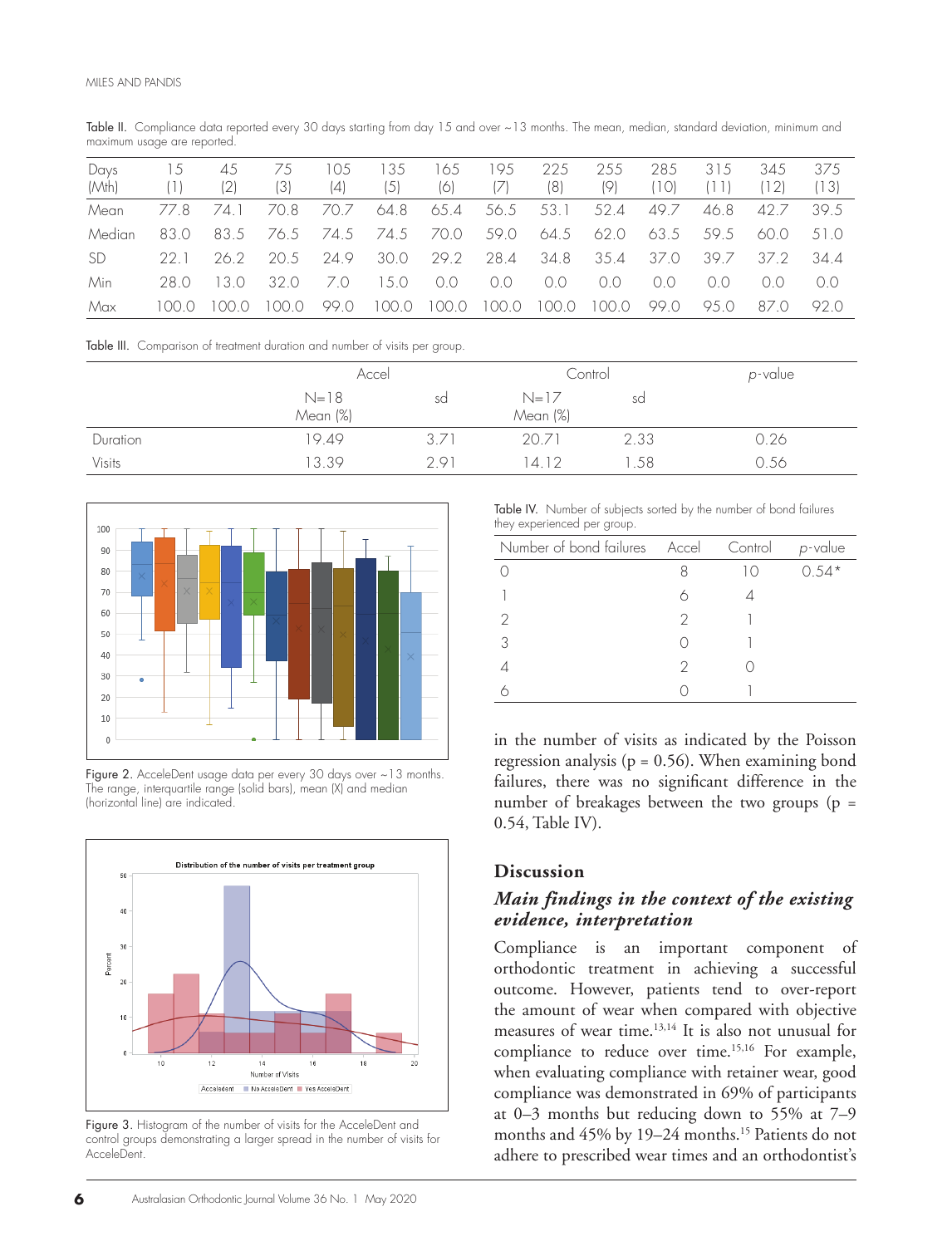Table II. Compliance data reported every 30 days starting from day 15 and over ~13 months. The mean, median, standard deviation, minimum and maximum usage are reported.

| Days (Mth) | 15 (1) | 45 (2) | 75 (3) | 105 (4) | 135 (5) | 165 (6) | 195 (7) | 225 (8) | 255 (9) | 285 (10) | 315 (11) | 345 (12) | 375 (13) |
|---|---|---|---|---|---|---|---|---|---|---|---|---|---|
| Mean | 77.8 | 74.1 | 70.8 | 70.7 | 64.8 | 65.4 | 56.5 | 53.1 | 52.4 | 49.7 | 46.8 | 42.7 | 39.5 |
| Median | 83.0 | 83.5 | 76.5 | 74.5 | 74.5 | 70.0 | 59.0 | 64.5 | 62.0 | 63.5 | 59.5 | 60.0 | 51.0 |
| SD | 22.1 | 26.2 | 20.5 | 24.9 | 30.0 | 29.2 | 28.4 | 34.8 | 35.4 | 37.0 | 39.7 | 37.2 | 34.4 |
| Min | 28.0 | 13.0 | 32.0 | 7.0 | 15.0 | 0.0 | 0.0 | 0.0 | 0.0 | 0.0 | 0.0 | 0.0 | 0.0 |
| Max | 100.0 | 100.0 | 100.0 | 99.0 | 100.0 | 100.0 | 100.0 | 100.0 | 100.0 | 99.0 | 95.0 | 87.0 | 92.0 |

Table III. Comparison of treatment duration and number of visits per group.

| | Accel | | Control | | *p*-value |
|---|---|---|---|---|---|
| | N=18 Mean (%) | sd | N=17 Mean (%) | sd | |
| Duration | 19.49 | 3.71 | 20.71 | 2.33 | 0.26 |
| Visits | 13.39 | 2.91 | 14.12 | 1.58 | 0.56 |

Figure 2. AcceleDent usage data per every 30 days over ~13 months. The range, interquartile range (solid bars), mean (X) and median (horizontal line) are indicated.

Figure 3. Histogram of the number of visits for the AcceleDent and control groups demonstrating a larger spread in the number of visits for AcceleDent.

Table IV. Number of subjects sorted by the number of bond failures they experienced per group.

| Number of bond failures | Accel | Control | *p*-value |
|---|---|---|---|
| 0 | 8 | 10 | 0.54* |
| 1 | 6 | 4 | |
| 2 | 2 | 1 | |
| 3 | 0 | 1 | |
| 4 | 2 | 0 | |
| 6 | 0 | 1 | |

in the number of visits as indicated by the Poisson regression analysis ($p = 0.56$). When examining bond failures, there was no significant difference in the number of breakages between the two groups ($p = 0.54$, Table IV).

## Discussion

### *Main findings in the context of the existing evidence, interpretation*

Compliance is an important component of orthodontic treatment in achieving a successful outcome. However, patients tend to over-report the amount of wear when compared with objective measures of wear time.[13,14] It is also not unusual for compliance to reduce over time.[15,16] For example, when evaluating compliance with retainer wear, good compliance was demonstrated in 69% of participants at 0–3 months but reducing down to 55% at 7–9 months and 45% by 19–24 months.[15] Patients do not adhere to prescribed wear times and an orthodontist's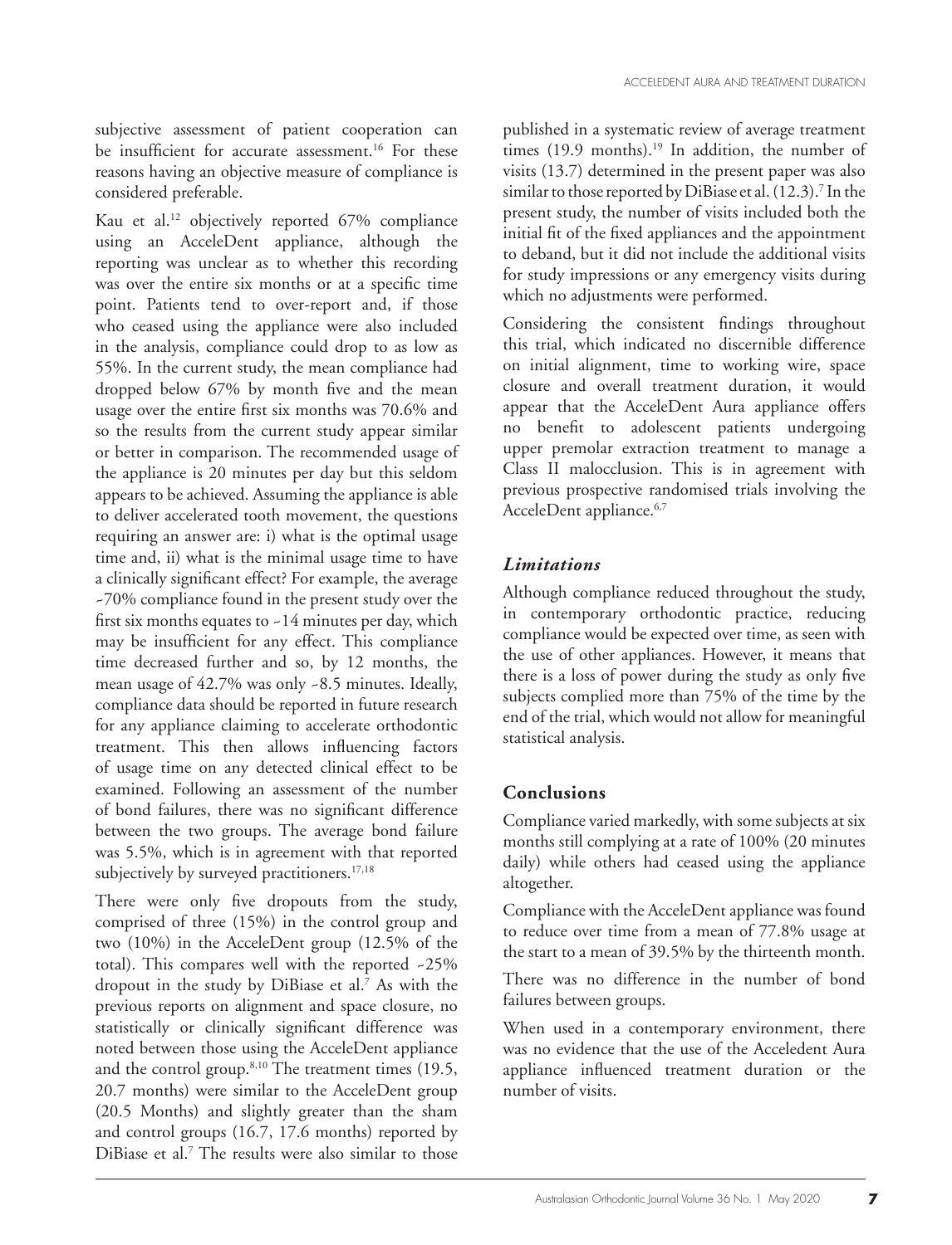subjective assessment of patient cooperation can be insufficient for accurate assessment.[16] For these reasons having an objective measure of compliance is considered preferable.

Kau et al.[12] objectively reported 67% compliance using an AcceleDent appliance, although the reporting was unclear as to whether this recording was over the entire six months or at a specific time point. Patients tend to over-report and, if those who ceased using the appliance were also included in the analysis, compliance could drop to as low as 55%. In the current study, the mean compliance had dropped below 67% by month five and the mean usage over the entire first six months was 70.6% and so the results from the current study appear similar or better in comparison. The recommended usage of the appliance is 20 minutes per day but this seldom appears to be achieved. Assuming the appliance is able to deliver accelerated tooth movement, the questions requiring an answer are: i) what is the optimal usage time and, ii) what is the minimal usage time to have a clinically significant effect? For example, the average ~70% compliance found in the present study over the first six months equates to ~14 minutes per day, which may be insufficient for any effect. This compliance time decreased further and so, by 12 months, the mean usage of 42.7% was only ~8.5 minutes. Ideally, compliance data should be reported in future research for any appliance claiming to accelerate orthodontic treatment. This then allows influencing factors of usage time on any detected clinical effect to be examined. Following an assessment of the number of bond failures, there was no significant difference between the two groups. The average bond failure was 5.5%, which is in agreement with that reported subjectively by surveyed practitioners.[17,18]

There were only five dropouts from the study, comprised of three (15%) in the control group and two (10%) in the AcceleDent group (12.5% of the total). This compares well with the reported ~25% dropout in the study by DiBiase et al.[7] As with the previous reports on alignment and space closure, no statistically or clinically significant difference was noted between those using the AcceleDent appliance and the control group.[8,10] The treatment times (19.5, 20.7 months) were similar to the AcceleDent group (20.5 Months) and slightly greater than the sham and control groups (16.7, 17.6 months) reported by DiBiase et al.[7] The results were also similar to those published in a systematic review of average treatment times (19.9 months).[19] In addition, the number of visits (13.7) determined in the present paper was also similar to those reported by DiBiase et al. (12.3).[7] In the present study, the number of visits included both the initial fit of the fixed appliances and the appointment to deband, but it did not include the additional visits for study impressions or any emergency visits during which no adjustments were performed.

Considering the consistent findings throughout this trial, which indicated no discernible difference on initial alignment, time to working wire, space closure and overall treatment duration, it would appear that the AcceleDent Aura appliance offers no benefit to adolescent patients undergoing upper premolar extraction treatment to manage a Class II malocclusion. This is in agreement with previous prospective randomised trials involving the AcceleDent appliance.[6,7]

### *Limitations*

Although compliance reduced throughout the study, in contemporary orthodontic practice, reducing compliance would be expected over time, as seen with the use of other appliances. However, it means that there is a loss of power during the study as only five subjects complied more than 75% of the time by the end of the trial, which would not allow for meaningful statistical analysis.

## Conclusions

Compliance varied markedly, with some subjects at six months still complying at a rate of 100% (20 minutes daily) while others had ceased using the appliance altogether.

Compliance with the AcceleDent appliance was found to reduce over time from a mean of 77.8% usage at the start to a mean of 39.5% by the thirteenth month.

There was no difference in the number of bond failures between groups.

When used in a contemporary environment, there was no evidence that the use of the Acceledent Aura appliance influenced treatment duration or the number of visits.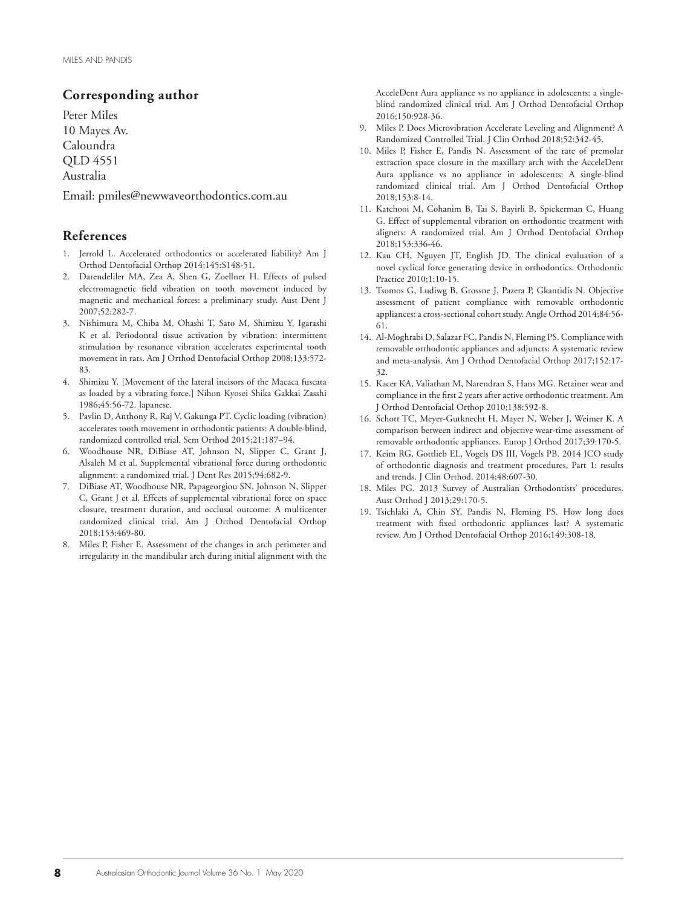## Corresponding author

Peter Miles
10 Mayes Av.
Caloundra
QLD 4551
Australia

Email: pmiles@newwaveorthodontics.com.au

## References

1. Jerrold L. Accelerated orthodontics or accelerated liability? Am J Orthod Dentofacial Orthop 2014;145:S148-51.
2. Darendeliler MA, Zea A, Shen G, Zoellner H. Effects of pulsed electromagnetic field vibration on tooth movement induced by magnetic and mechanical forces: a preliminary study. Aust Dent J 2007;52:282-7.
3. Nishimura M, Chiba M, Ohashi T, Sato M, Shimizu Y, Igarashi K et al. Periodontal tissue activation by vibration: intermittent stimulation by resonance vibration accelerates experimental tooth movement in rats. Am J Orthod Dentofacial Orthop 2008;133:572-83.
4. Shimizu Y. [Movement of the lateral incisors of the Macaca fuscata as loaded by a vibrating force.] Nihon Kyosei Shika Gakkai Zasshi 1986;45:56-72. Japanese.
5. Pavlin D, Anthony R, Raj V, Gakunga PT. Cyclic loading (vibration) accelerates tooth movement in orthodontic patients: A double-blind, randomized controlled trial. Sem Orthod 2015;21:187–94.
6. Woodhouse NR, DiBiase AT, Johnson N, Slipper C, Grant J, Alsaleh M et al. Supplemental vibrational force during orthodontic alignment: a randomized trial. J Dent Res 2015;94:682-9.
7. DiBiase AT, Woodhouse NR, Papageorgiou SN, Johnson N, Slipper C, Grant J et al. Effects of supplemental vibrational force on space closure, treatment duration, and occlusal outcome: A multicenter randomized clinical trial. Am J Orthod Dentofacial Orthop 2018;153:469-80.
8. Miles P, Fisher E. Assessment of the changes in arch perimeter and irregularity in the mandibular arch during initial alignment with the AcceleDent Aura appliance vs no appliance in adolescents: a single-blind randomized clinical trial. Am J Orthod Dentofacial Orthop 2016;150:928-36.
9. Miles P. Does Microvibration Accelerate Leveling and Alignment? A Randomized Controlled Trial. J Clin Orthod 2018;52:342-45.
10. Miles P, Fisher E, Pandis N. Assessment of the rate of premolar extraction space closure in the maxillary arch with the AcceleDent Aura appliance vs no appliance in adolescents: A single-blind randomized clinical trial. Am J Orthod Dentofacial Orthop 2018;153:8-14.
11. Katchooi M, Cohanim B, Tai S, Bayirli B, Spiekerman C, Huang G. Effect of supplemental vibration on orthodontic treatment with aligners: A randomized trial. Am J Orthod Dentofacial Orthop 2018;153:336-46.
12. Kau CH, Nguyen JT, English JD. The clinical evaluation of a novel cyclical force generating device in orthodontics. Orthodontic Practice 2010;1:10-15.
13. Tsomos G, Ludiwg B, Grossne J, Pazera P, Gkantidis N. Objective assessment of patient compliance with removable orthodontic appliances: a cross-sectional cohort study. Angle Orthod 2014;84:56-61.
14. Al-Moghrabi D, Salazar FC, Pandis N, Fleming PS. Compliance with removable orthodontic appliances and adjuncts: A systematic review and meta-analysis. Am J Orthod Dentofacial Orthop 2017;152:17-32.
15. Kacer KA, Valiathan M, Narendran S, Hans MG. Retainer wear and compliance in the first 2 years after active orthodontic treatment. Am J Orthod Dentofacial Orthop 2010;138:592-8.
16. Schott TC, Meyer-Gutknecht H, Mayer N, Weber J, Weimer K. A comparison between indirect and objective wear-time assessment of removable orthodontic appliances. Europ J Orthod 2017;39:170-5.
17. Keim RG, Gottlieb EL, Vogels DS III, Vogels PB. 2014 JCO study of orthodontic diagnosis and treatment procedures, Part 1: results and trends. J Clin Orthod. 2014;48:607-30.
18. Miles PG. 2013 Survey of Australian Orthodontists' procedures. Aust Orthod J 2013;29:170-5.
19. Tsichlaki A, Chin SY, Pandis N, Fleming PS. How long does treatment with fixed orthodontic appliances last? A systematic review. Am J Orthod Dentofacial Orthop 2016;149:308-18.